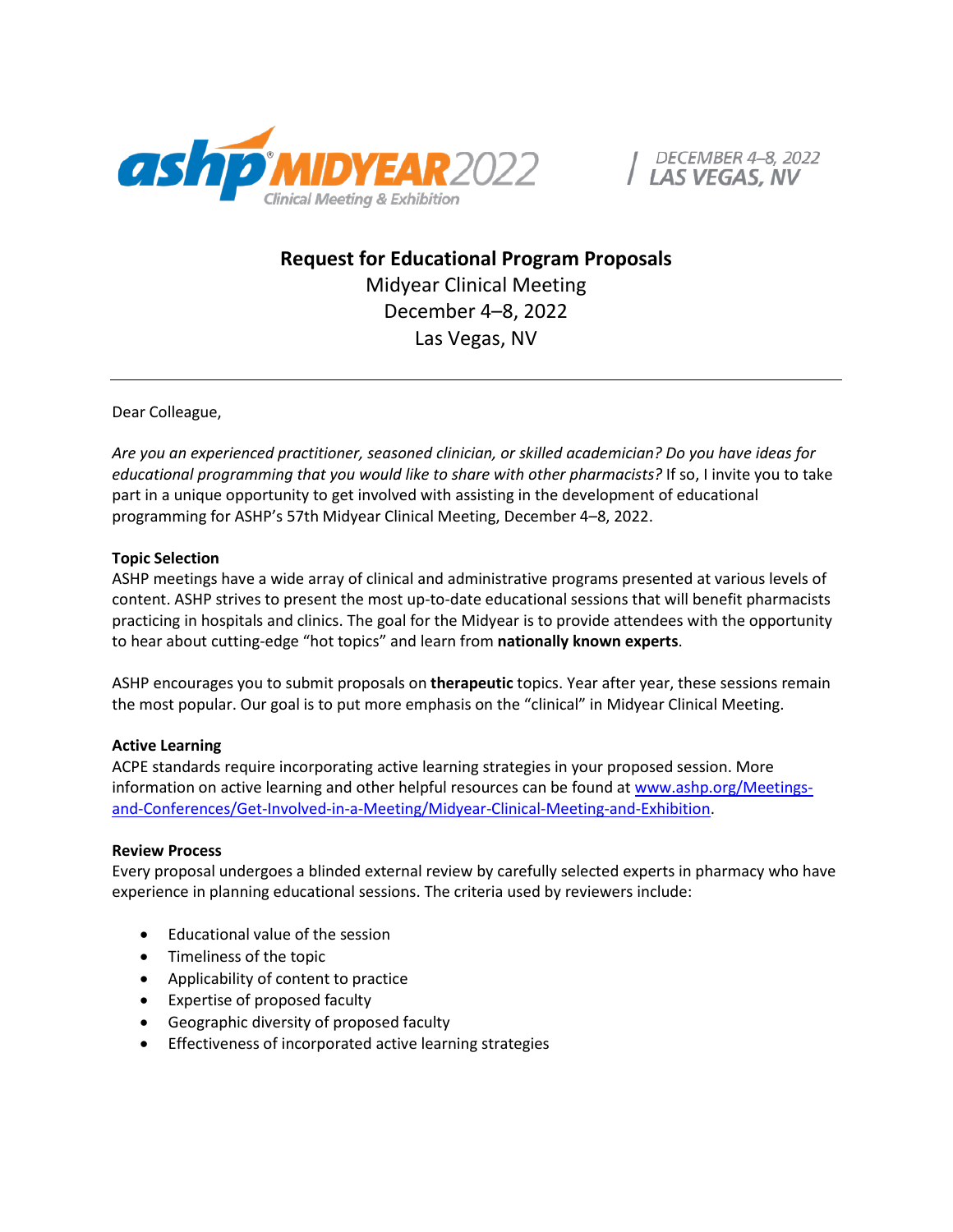ashp MIDYEAR 2022 Clinical Meeting & Exhibition | DECEMBER 4–8, 2022 LAS VEGAS, NV

# Request for Educational Program Proposals

Midyear Clinical Meeting
December 4–8, 2022
Las Vegas, NV

---

Dear Colleague,

*Are you an experienced practitioner, seasoned clinician, or skilled academician? Do you have ideas for educational programming that you would like to share with other pharmacists?* If so, I invite you to take part in a unique opportunity to get involved with assisting in the development of educational programming for ASHP's 57th Midyear Clinical Meeting, December 4–8, 2022.

**Topic Selection**

ASHP meetings have a wide array of clinical and administrative programs presented at various levels of content. ASHP strives to present the most up-to-date educational sessions that will benefit pharmacists practicing in hospitals and clinics. The goal for the Midyear is to provide attendees with the opportunity to hear about cutting-edge "hot topics" and learn from **nationally known experts**.

ASHP encourages you to submit proposals on **therapeutic** topics. Year after year, these sessions remain the most popular. Our goal is to put more emphasis on the "clinical" in Midyear Clinical Meeting.

**Active Learning**

ACPE standards require incorporating active learning strategies in your proposed session. More information on active learning and other helpful resources can be found at [www.ashp.org/Meetings-and-Conferences/Get-Involved-in-a-Meeting/Midyear-Clinical-Meeting-and-Exhibition](www.ashp.org/Meetings-and-Conferences/Get-Involved-in-a-Meeting/Midyear-Clinical-Meeting-and-Exhibition).

**Review Process**

Every proposal undergoes a blinded external review by carefully selected experts in pharmacy who have experience in planning educational sessions. The criteria used by reviewers include:

- Educational value of the session
- Timeliness of the topic
- Applicability of content to practice
- Expertise of proposed faculty
- Geographic diversity of proposed faculty
- Effectiveness of incorporated active learning strategies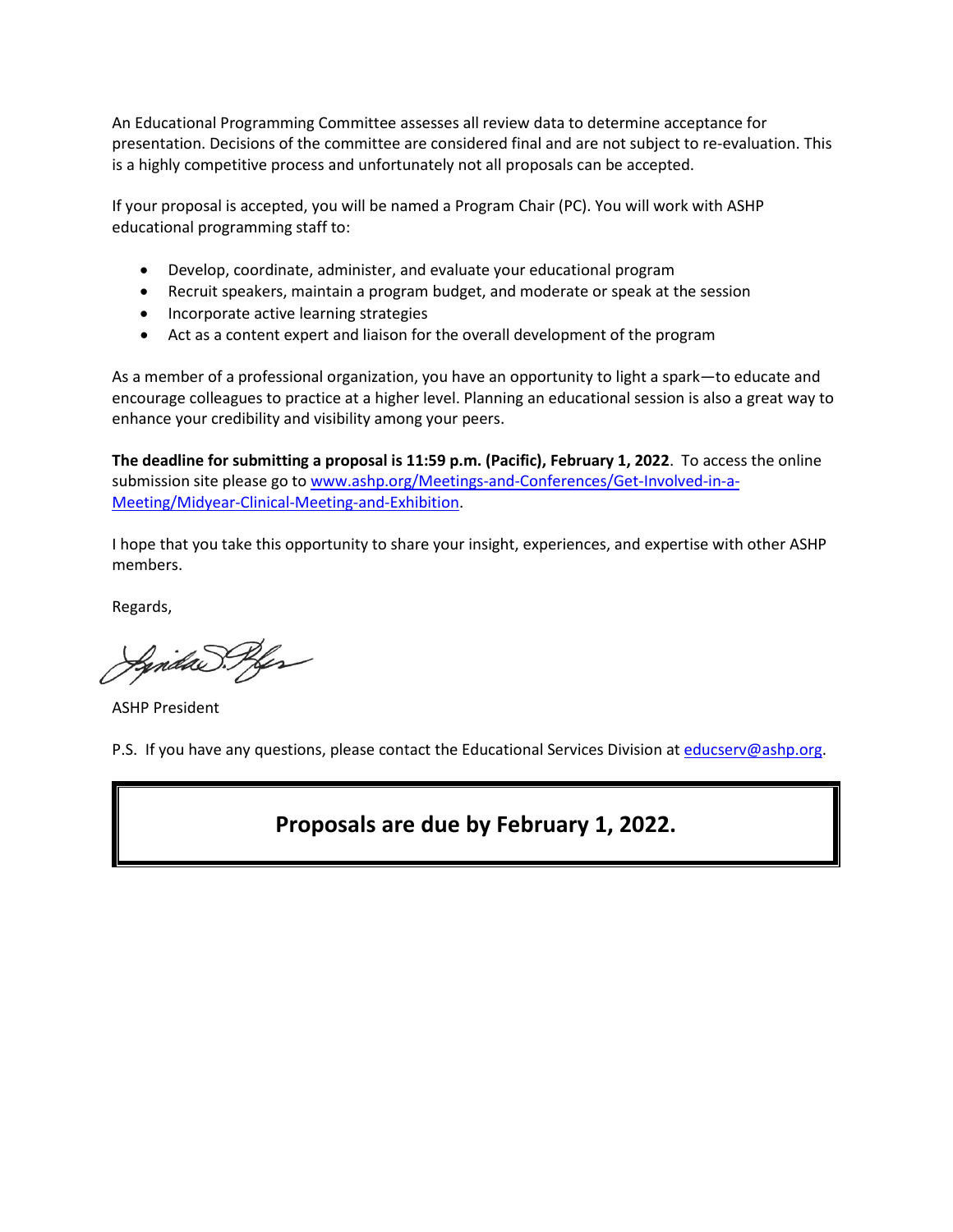An Educational Programming Committee assesses all review data to determine acceptance for presentation. Decisions of the committee are considered final and are not subject to re-evaluation. This is a highly competitive process and unfortunately not all proposals can be accepted.

If your proposal is accepted, you will be named a Program Chair (PC). You will work with ASHP educational programming staff to:

- Develop, coordinate, administer, and evaluate your educational program
- Recruit speakers, maintain a program budget, and moderate or speak at the session
- Incorporate active learning strategies
- Act as a content expert and liaison for the overall development of the program

As a member of a professional organization, you have an opportunity to light a spark—to educate and encourage colleagues to practice at a higher level. Planning an educational session is also a great way to enhance your credibility and visibility among your peers.

**The deadline for submitting a proposal is 11:59 p.m. (Pacific), February 1, 2022**. To access the online submission site please go to [www.ashp.org/Meetings-and-Conferences/Get-Involved-in-a-Meeting/Midyear-Clinical-Meeting-and-Exhibition](www.ashp.org/Meetings-and-Conferences/Get-Involved-in-a-Meeting/Midyear-Clinical-Meeting-and-Exhibition).

I hope that you take this opportunity to share your insight, experiences, and expertise with other ASHP members.

Regards,

ASHP President

P.S. If you have any questions, please contact the Educational Services Division at [educserv@ashp.org](mailto:educserv@ashp.org).

**Proposals are due by February 1, 2022.**